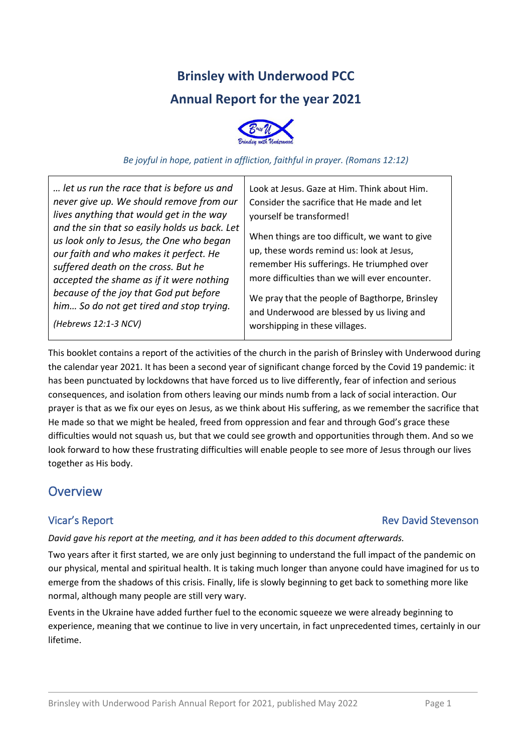# Brinsley with Underwood PCC

# Annual Report for the year 2021

*Be joyful in hope, patient in affliction, faithful in prayer. (Romans 12:12)*

| *… let us run the race that is before us and never give up. We should remove from our lives anything that would get in the way and the sin that so easily holds us back. Let us look only to Jesus, the One who began our faith and who makes it perfect. He suffered death on the cross. But he accepted the shame as if it were nothing because of the joy that God put before him… So do not get tired and stop trying.* *(Hebrews 12:1-3 NCV)* | Look at Jesus. Gaze at Him. Think about Him. Consider the sacrifice that He made and let yourself be transformed! When things are too difficult, we want to give up, these words remind us: look at Jesus, remember His sufferings. He triumphed over more difficulties than we will ever encounter. We pray that the people of Bagthorpe, Brinsley and Underwood are blessed by us living and worshipping in these villages. |
|---|---|

This booklet contains a report of the activities of the church in the parish of Brinsley with Underwood during the calendar year 2021. It has been a second year of significant change forced by the Covid 19 pandemic: it has been punctuated by lockdowns that have forced us to live differently, fear of infection and serious consequences, and isolation from others leaving our minds numb from a lack of social interaction. Our prayer is that as we fix our eyes on Jesus, as we think about His suffering, as we remember the sacrifice that He made so that we might be healed, freed from oppression and fear and through God's grace these difficulties would not squash us, but that we could see growth and opportunities through them. And so we look forward to how these frustrating difficulties will enable people to see more of Jesus through our lives together as His body.

## Overview

### Vicar's Report — Rev David Stevenson

*David gave his report at the meeting, and it has been added to this document afterwards.*

Two years after it first started, we are only just beginning to understand the full impact of the pandemic on our physical, mental and spiritual health. It is taking much longer than anyone could have imagined for us to emerge from the shadows of this crisis. Finally, life is slowly beginning to get back to something more like normal, although many people are still very wary.

Events in the Ukraine have added further fuel to the economic squeeze we were already beginning to experience, meaning that we continue to live in very uncertain, in fact unprecedented times, certainly in our lifetime.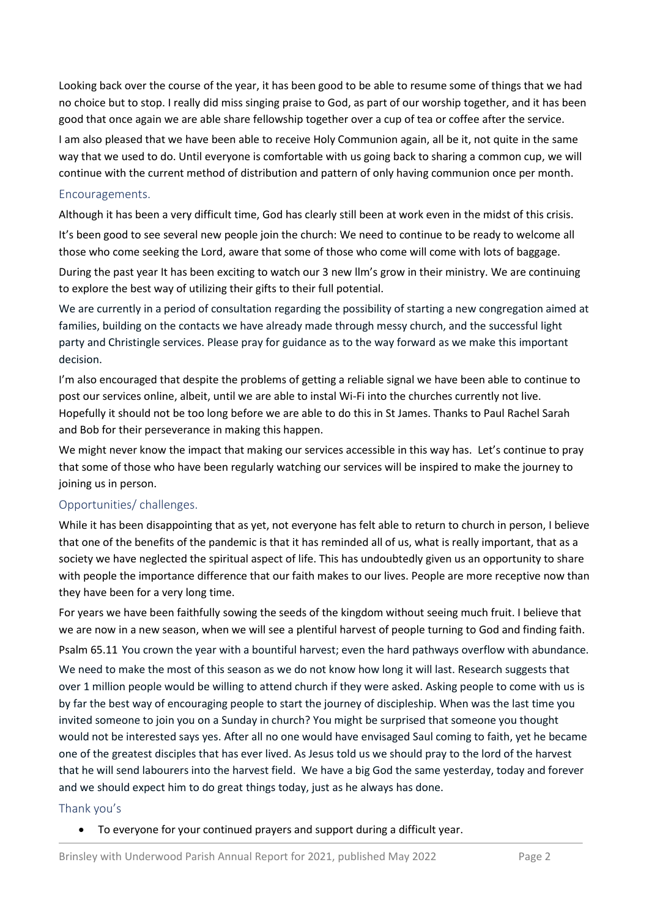Looking back over the course of the year, it has been good to be able to resume some of things that we had no choice but to stop. I really did miss singing praise to God, as part of our worship together, and it has been good that once again we are able share fellowship together over a cup of tea or coffee after the service.

I am also pleased that we have been able to receive Holy Communion again, all be it, not quite in the same way that we used to do. Until everyone is comfortable with us going back to sharing a common cup, we will continue with the current method of distribution and pattern of only having communion once per month.

## Encouragements.

Although it has been a very difficult time, God has clearly still been at work even in the midst of this crisis.

It's been good to see several new people join the church: We need to continue to be ready to welcome all those who come seeking the Lord, aware that some of those who come will come with lots of baggage.

During the past year It has been exciting to watch our 3 new llm's grow in their ministry. We are continuing to explore the best way of utilizing their gifts to their full potential.

We are currently in a period of consultation regarding the possibility of starting a new congregation aimed at families, building on the contacts we have already made through messy church, and the successful light party and Christingle services. Please pray for guidance as to the way forward as we make this important decision.

I'm also encouraged that despite the problems of getting a reliable signal we have been able to continue to post our services online, albeit, until we are able to instal Wi-Fi into the churches currently not live. Hopefully it should not be too long before we are able to do this in St James. Thanks to Paul Rachel Sarah and Bob for their perseverance in making this happen.

We might never know the impact that making our services accessible in this way has. Let's continue to pray that some of those who have been regularly watching our services will be inspired to make the journey to joining us in person.

## Opportunities/ challenges.

While it has been disappointing that as yet, not everyone has felt able to return to church in person, I believe that one of the benefits of the pandemic is that it has reminded all of us, what is really important, that as a society we have neglected the spiritual aspect of life. This has undoubtedly given us an opportunity to share with people the importance difference that our faith makes to our lives. People are more receptive now than they have been for a very long time.

For years we have been faithfully sowing the seeds of the kingdom without seeing much fruit. I believe that we are now in a new season, when we will see a plentiful harvest of people turning to God and finding faith.

Psalm 65.11 You crown the year with a bountiful harvest; even the hard pathways overflow with abundance.

We need to make the most of this season as we do not know how long it will last. Research suggests that over 1 million people would be willing to attend church if they were asked. Asking people to come with us is by far the best way of encouraging people to start the journey of discipleship. When was the last time you invited someone to join you on a Sunday in church? You might be surprised that someone you thought would not be interested says yes. After all no one would have envisaged Saul coming to faith, yet he became one of the greatest disciples that has ever lived. As Jesus told us we should pray to the lord of the harvest that he will send labourers into the harvest field. We have a big God the same yesterday, today and forever and we should expect him to do great things today, just as he always has done.

## Thank you's

- To everyone for your continued prayers and support during a difficult year.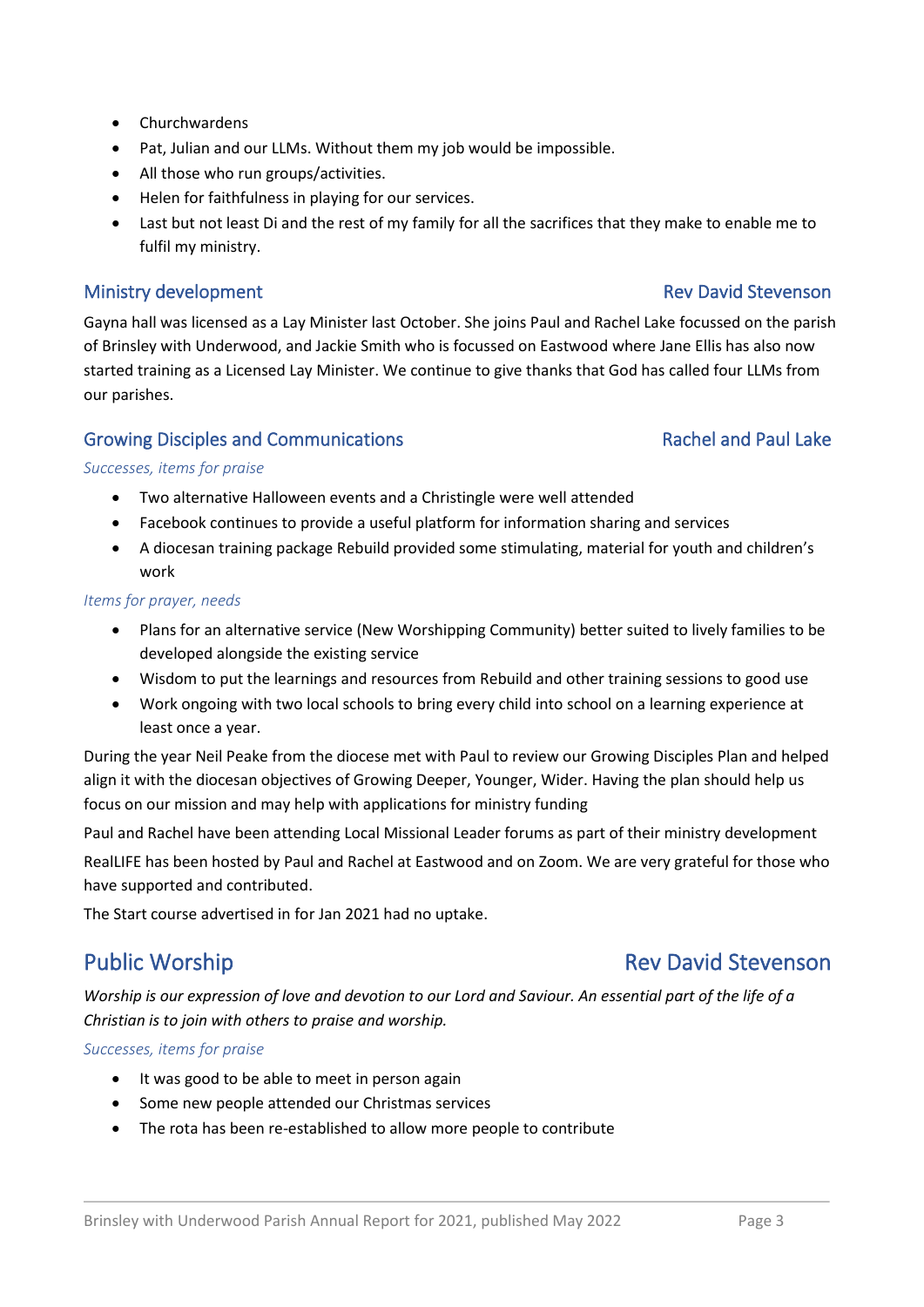- Churchwardens
- Pat, Julian and our LLMs. Without them my job would be impossible.
- All those who run groups/activities.
- Helen for faithfulness in playing for our services.
- Last but not least Di and the rest of my family for all the sacrifices that they make to enable me to fulfil my ministry.

### Ministry development — Rev David Stevenson

Gayna hall was licensed as a Lay Minister last October. She joins Paul and Rachel Lake focussed on the parish of Brinsley with Underwood, and Jackie Smith who is focussed on Eastwood where Jane Ellis has also now started training as a Licensed Lay Minister. We continue to give thanks that God has called four LLMs from our parishes.

### Growing Disciples and Communications — Rachel and Paul Lake

*Successes, items for praise*

- Two alternative Halloween events and a Christingle were well attended
- Facebook continues to provide a useful platform for information sharing and services
- A diocesan training package Rebuild provided some stimulating, material for youth and children's work

*Items for prayer, needs*

- Plans for an alternative service (New Worshipping Community) better suited to lively families to be developed alongside the existing service
- Wisdom to put the learnings and resources from Rebuild and other training sessions to good use
- Work ongoing with two local schools to bring every child into school on a learning experience at least once a year.

During the year Neil Peake from the diocese met with Paul to review our Growing Disciples Plan and helped align it with the diocesan objectives of Growing Deeper, Younger, Wider. Having the plan should help us focus on our mission and may help with applications for ministry funding

Paul and Rachel have been attending Local Missional Leader forums as part of their ministry development

RealLIFE has been hosted by Paul and Rachel at Eastwood and on Zoom. We are very grateful for those who have supported and contributed.

The Start course advertised in for Jan 2021 had no uptake.

## Public Worship — Rev David Stevenson

*Worship is our expression of love and devotion to our Lord and Saviour. An essential part of the life of a Christian is to join with others to praise and worship.*

*Successes, items for praise*

- It was good to be able to meet in person again
- Some new people attended our Christmas services
- The rota has been re-established to allow more people to contribute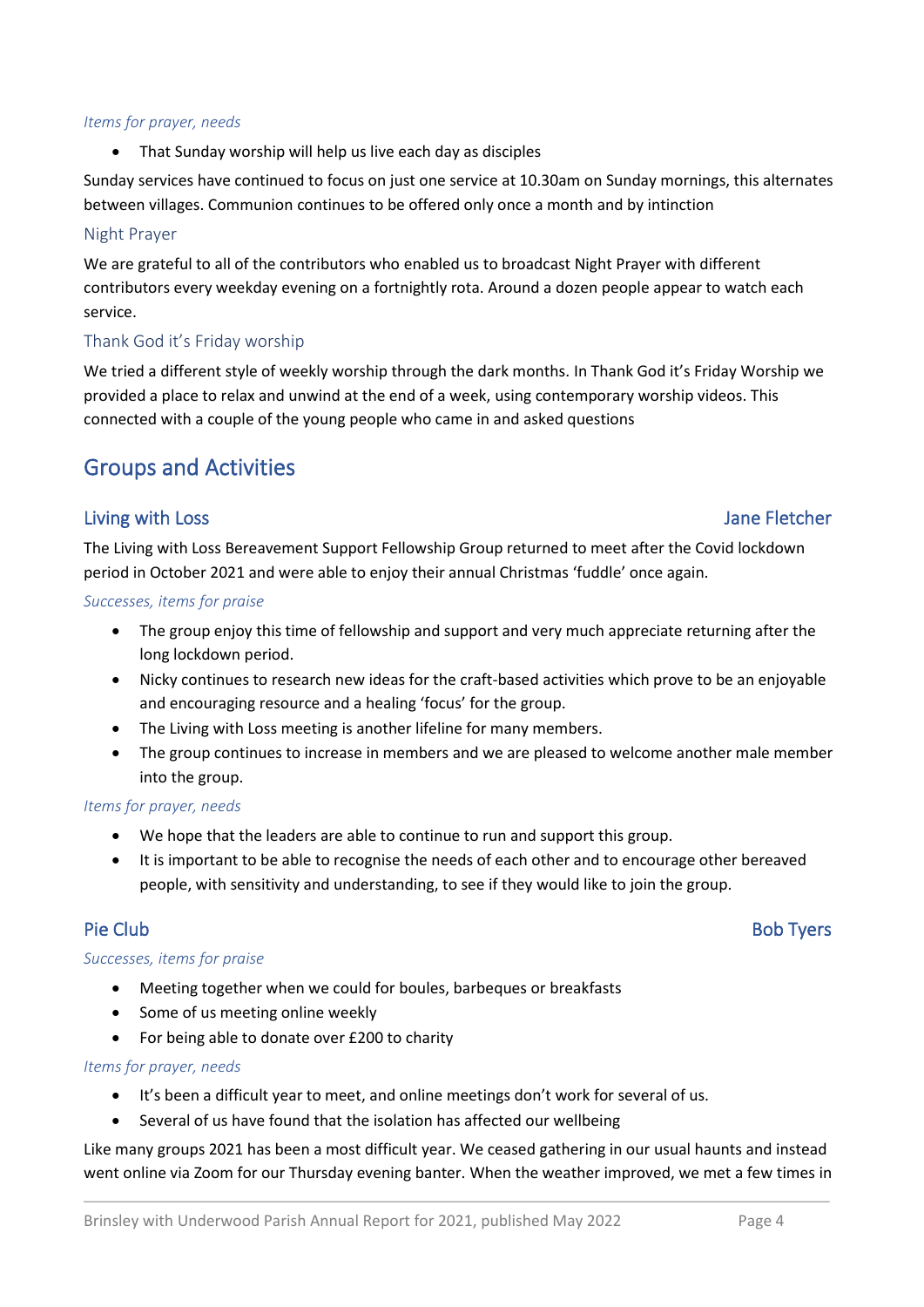*Items for prayer, needs*

- That Sunday worship will help us live each day as disciples

Sunday services have continued to focus on just one service at 10.30am on Sunday mornings, this alternates between villages. Communion continues to be offered only once a month and by intinction

### Night Prayer

We are grateful to all of the contributors who enabled us to broadcast Night Prayer with different contributors every weekday evening on a fortnightly rota. Around a dozen people appear to watch each service.

### Thank God it's Friday worship

We tried a different style of weekly worship through the dark months. In Thank God it's Friday Worship we provided a place to relax and unwind at the end of a week, using contemporary worship videos. This connected with a couple of the young people who came in and asked questions

## Groups and Activities

### Living with Loss — Jane Fletcher

The Living with Loss Bereavement Support Fellowship Group returned to meet after the Covid lockdown period in October 2021 and were able to enjoy their annual Christmas 'fuddle' once again.

*Successes, items for praise*

- The group enjoy this time of fellowship and support and very much appreciate returning after the long lockdown period.
- Nicky continues to research new ideas for the craft-based activities which prove to be an enjoyable and encouraging resource and a healing 'focus' for the group.
- The Living with Loss meeting is another lifeline for many members.
- The group continues to increase in members and we are pleased to welcome another male member into the group.

*Items for prayer, needs*

- We hope that the leaders are able to continue to run and support this group.
- It is important to be able to recognise the needs of each other and to encourage other bereaved people, with sensitivity and understanding, to see if they would like to join the group.

### Pie Club — Bob Tyers

*Successes, items for praise*

- Meeting together when we could for boules, barbeques or breakfasts
- Some of us meeting online weekly
- For being able to donate over £200 to charity

*Items for prayer, needs*

- It's been a difficult year to meet, and online meetings don't work for several of us.
- Several of us have found that the isolation has affected our wellbeing

Like many groups 2021 has been a most difficult year. We ceased gathering in our usual haunts and instead went online via Zoom for our Thursday evening banter. When the weather improved, we met a few times in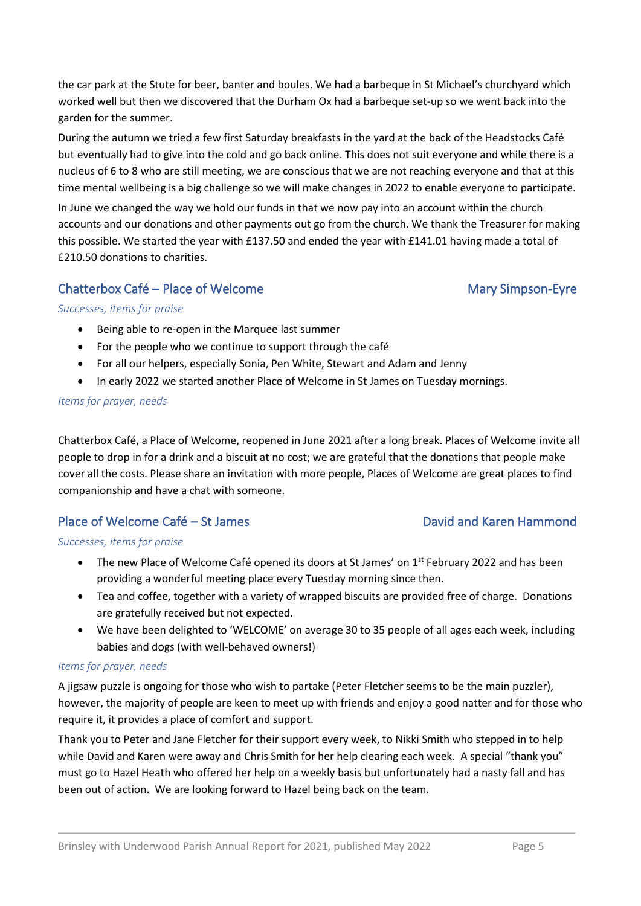the car park at the Stute for beer, banter and boules. We had a barbeque in St Michael's churchyard which worked well but then we discovered that the Durham Ox had a barbeque set-up so we went back into the garden for the summer.

During the autumn we tried a few first Saturday breakfasts in the yard at the back of the Headstocks Café but eventually had to give into the cold and go back online. This does not suit everyone and while there is a nucleus of 6 to 8 who are still meeting, we are conscious that we are not reaching everyone and that at this time mental wellbeing is a big challenge so we will make changes in 2022 to enable everyone to participate.

In June we changed the way we hold our funds in that we now pay into an account within the church accounts and our donations and other payments out go from the church. We thank the Treasurer for making this possible. We started the year with £137.50 and ended the year with £141.01 having made a total of £210.50 donations to charities.

## Chatterbox Café – Place of Welcome — Mary Simpson-Eyre

*Successes, items for praise*

- Being able to re-open in the Marquee last summer
- For the people who we continue to support through the café
- For all our helpers, especially Sonia, Pen White, Stewart and Adam and Jenny
- In early 2022 we started another Place of Welcome in St James on Tuesday mornings.

*Items for prayer, needs*

Chatterbox Café, a Place of Welcome, reopened in June 2021 after a long break. Places of Welcome invite all people to drop in for a drink and a biscuit at no cost; we are grateful that the donations that people make cover all the costs. Please share an invitation with more people, Places of Welcome are great places to find companionship and have a chat with someone.

## Place of Welcome Café – St James — David and Karen Hammond

*Successes, items for praise*

- The new Place of Welcome Café opened its doors at St James' on 1st February 2022 and has been providing a wonderful meeting place every Tuesday morning since then.
- Tea and coffee, together with a variety of wrapped biscuits are provided free of charge. Donations are gratefully received but not expected.
- We have been delighted to 'WELCOME' on average 30 to 35 people of all ages each week, including babies and dogs (with well-behaved owners!)

*Items for prayer, needs*

A jigsaw puzzle is ongoing for those who wish to partake (Peter Fletcher seems to be the main puzzler), however, the majority of people are keen to meet up with friends and enjoy a good natter and for those who require it, it provides a place of comfort and support.

Thank you to Peter and Jane Fletcher for their support every week, to Nikki Smith who stepped in to help while David and Karen were away and Chris Smith for her help clearing each week. A special "thank you" must go to Hazel Heath who offered her help on a weekly basis but unfortunately had a nasty fall and has been out of action. We are looking forward to Hazel being back on the team.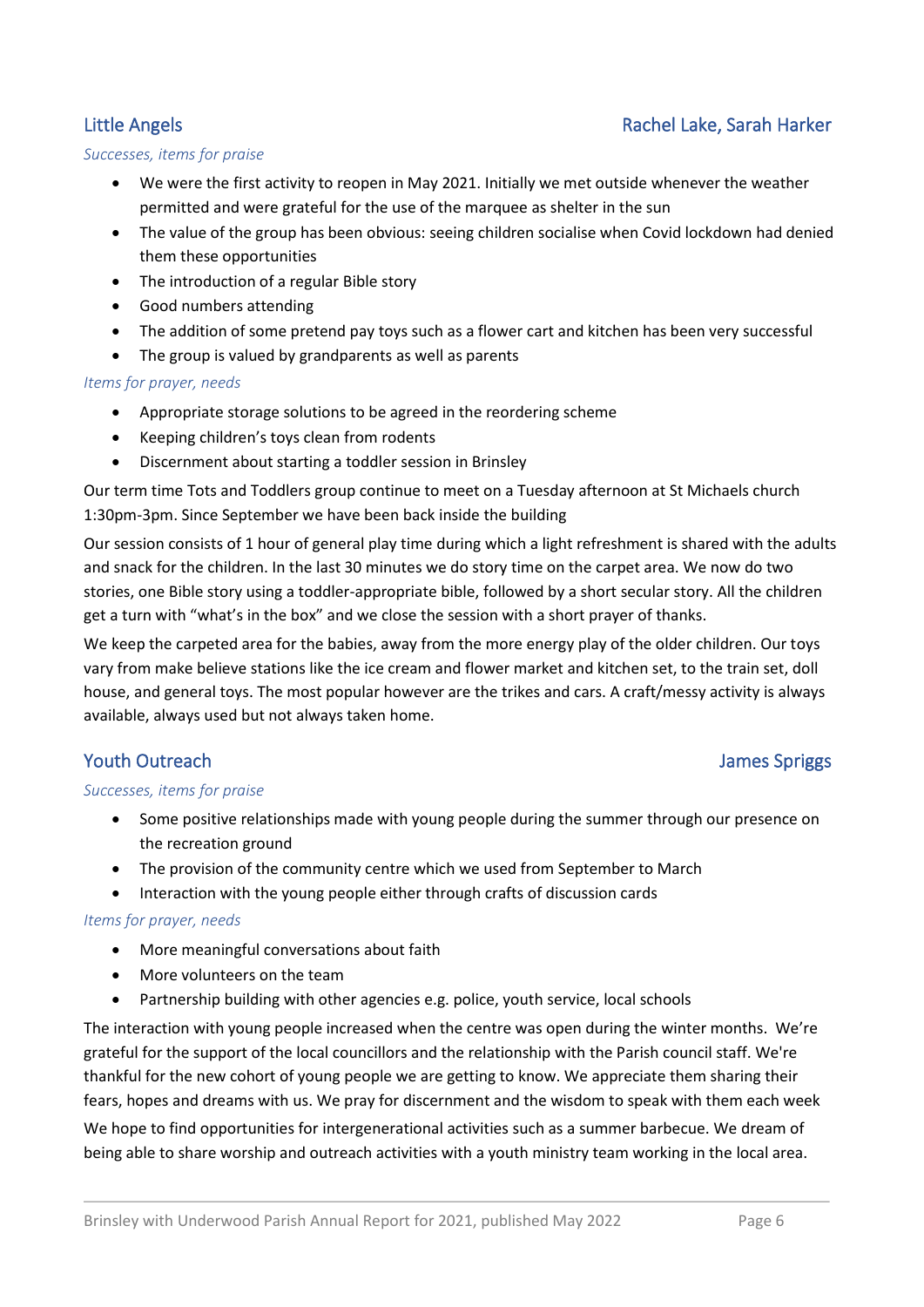## Little Angels — Rachel Lake, Sarah Harker

*Successes, items for praise*

- We were the first activity to reopen in May 2021. Initially we met outside whenever the weather permitted and were grateful for the use of the marquee as shelter in the sun
- The value of the group has been obvious: seeing children socialise when Covid lockdown had denied them these opportunities
- The introduction of a regular Bible story
- Good numbers attending
- The addition of some pretend pay toys such as a flower cart and kitchen has been very successful
- The group is valued by grandparents as well as parents

*Items for prayer, needs*

- Appropriate storage solutions to be agreed in the reordering scheme
- Keeping children's toys clean from rodents
- Discernment about starting a toddler session in Brinsley

Our term time Tots and Toddlers group continue to meet on a Tuesday afternoon at St Michaels church 1:30pm-3pm. Since September we have been back inside the building

Our session consists of 1 hour of general play time during which a light refreshment is shared with the adults and snack for the children. In the last 30 minutes we do story time on the carpet area. We now do two stories, one Bible story using a toddler-appropriate bible, followed by a short secular story. All the children get a turn with "what's in the box" and we close the session with a short prayer of thanks.

We keep the carpeted area for the babies, away from the more energy play of the older children. Our toys vary from make believe stations like the ice cream and flower market and kitchen set, to the train set, doll house, and general toys. The most popular however are the trikes and cars. A craft/messy activity is always available, always used but not always taken home.

## Youth Outreach — James Spriggs

*Successes, items for praise*

- Some positive relationships made with young people during the summer through our presence on the recreation ground
- The provision of the community centre which we used from September to March
- Interaction with the young people either through crafts of discussion cards

*Items for prayer, needs*

- More meaningful conversations about faith
- More volunteers on the team
- Partnership building with other agencies e.g. police, youth service, local schools

The interaction with young people increased when the centre was open during the winter months. We're grateful for the support of the local councillors and the relationship with the Parish council staff. We're thankful for the new cohort of young people we are getting to know. We appreciate them sharing their fears, hopes and dreams with us. We pray for discernment and the wisdom to speak with them each week

We hope to find opportunities for intergenerational activities such as a summer barbecue. We dream of being able to share worship and outreach activities with a youth ministry team working in the local area.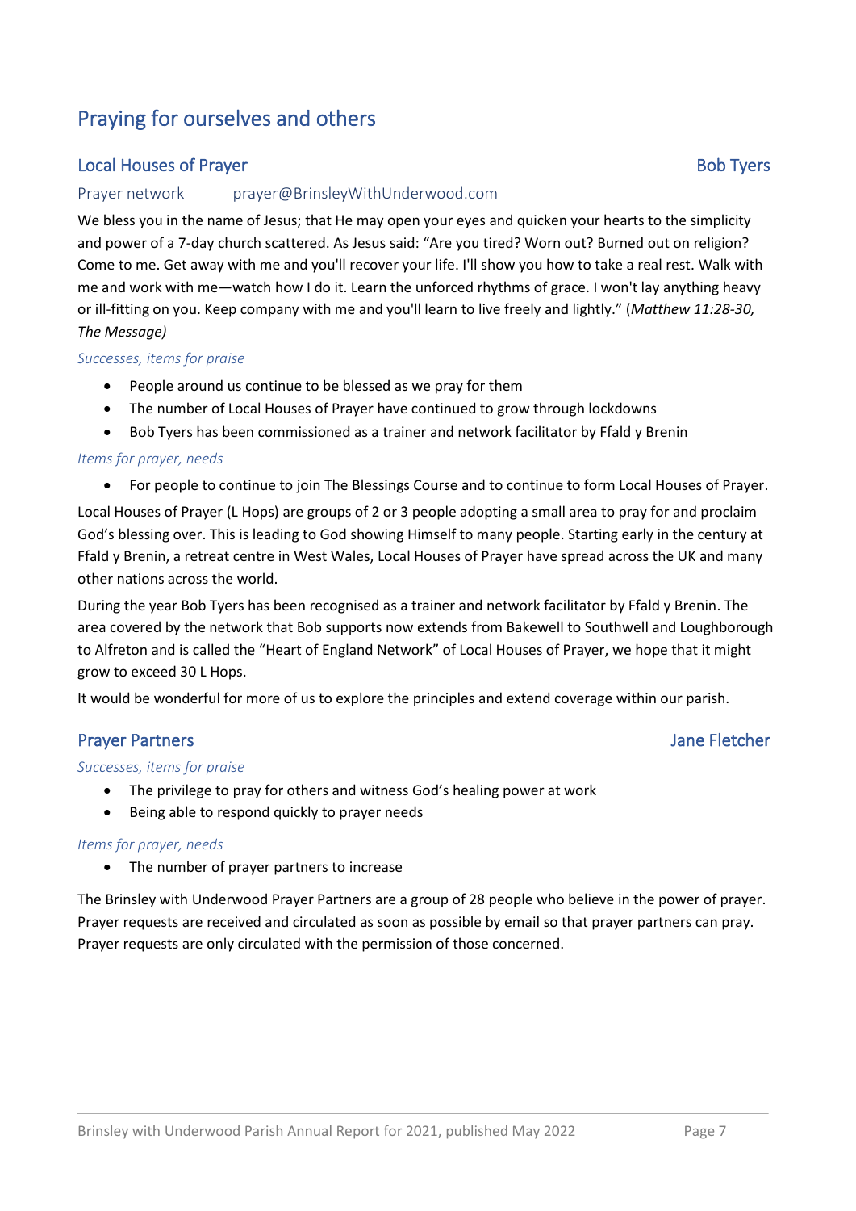# Praying for ourselves and others

## Local Houses of Prayer — Bob Tyers

Prayer network    prayer@BrinsleyWithUnderwood.com

We bless you in the name of Jesus; that He may open your eyes and quicken your hearts to the simplicity and power of a 7-day church scattered. As Jesus said: "Are you tired? Worn out? Burned out on religion? Come to me. Get away with me and you'll recover your life. I'll show you how to take a real rest. Walk with me and work with me—watch how I do it. Learn the unforced rhythms of grace. I won't lay anything heavy or ill-fitting on you. Keep company with me and you'll learn to live freely and lightly." (*Matthew 11:28-30, The Message)*

*Successes, items for praise*

- People around us continue to be blessed as we pray for them
- The number of Local Houses of Prayer have continued to grow through lockdowns
- Bob Tyers has been commissioned as a trainer and network facilitator by Ffald y Brenin

*Items for prayer, needs*

- For people to continue to join The Blessings Course and to continue to form Local Houses of Prayer.

Local Houses of Prayer (L Hops) are groups of 2 or 3 people adopting a small area to pray for and proclaim God's blessing over. This is leading to God showing Himself to many people. Starting early in the century at Ffald y Brenin, a retreat centre in West Wales, Local Houses of Prayer have spread across the UK and many other nations across the world.

During the year Bob Tyers has been recognised as a trainer and network facilitator by Ffald y Brenin. The area covered by the network that Bob supports now extends from Bakewell to Southwell and Loughborough to Alfreton and is called the "Heart of England Network" of Local Houses of Prayer, we hope that it might grow to exceed 30 L Hops.

It would be wonderful for more of us to explore the principles and extend coverage within our parish.

## Prayer Partners — Jane Fletcher

*Successes, items for praise*

- The privilege to pray for others and witness God's healing power at work
- Being able to respond quickly to prayer needs

*Items for prayer, needs*

- The number of prayer partners to increase

The Brinsley with Underwood Prayer Partners are a group of 28 people who believe in the power of prayer. Prayer requests are received and circulated as soon as possible by email so that prayer partners can pray. Prayer requests are only circulated with the permission of those concerned.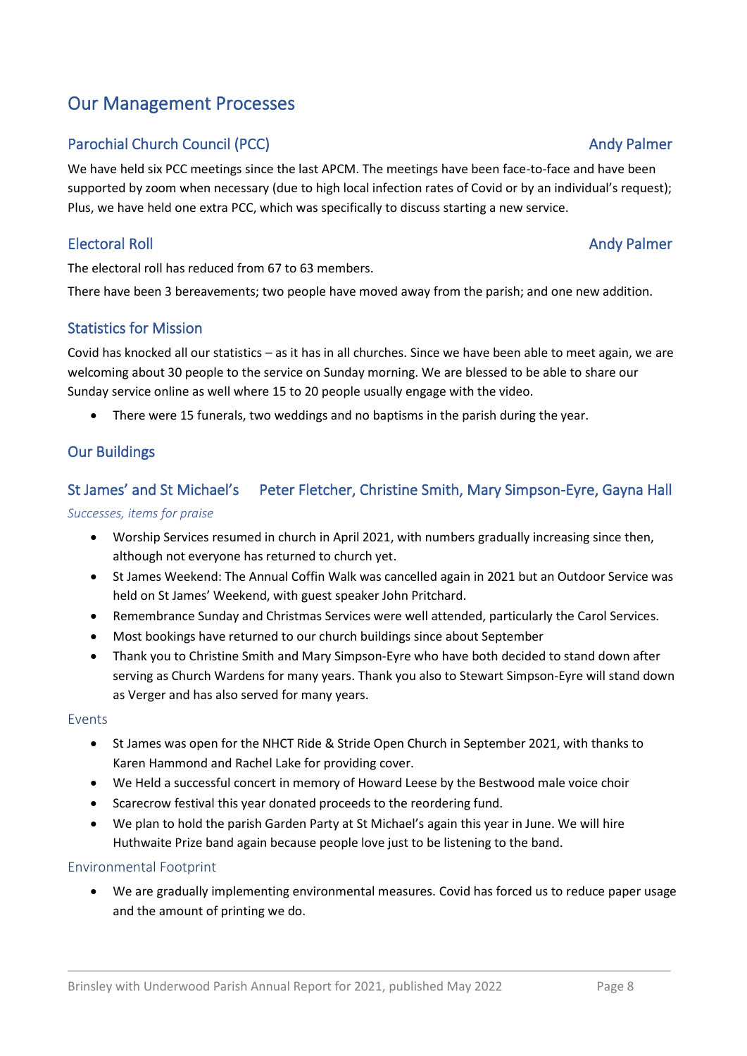# Our Management Processes

## Parochial Church Council (PCC) — Andy Palmer

We have held six PCC meetings since the last APCM. The meetings have been face-to-face and have been supported by zoom when necessary (due to high local infection rates of Covid or by an individual's request); Plus, we have held one extra PCC, which was specifically to discuss starting a new service.

## Electoral Roll — Andy Palmer

The electoral roll has reduced from 67 to 63 members.

There have been 3 bereavements; two people have moved away from the parish; and one new addition.

## Statistics for Mission

Covid has knocked all our statistics – as it has in all churches. Since we have been able to meet again, we are welcoming about 30 people to the service on Sunday morning. We are blessed to be able to share our Sunday service online as well where 15 to 20 people usually engage with the video.

- There were 15 funerals, two weddings and no baptisms in the parish during the year.

## Our Buildings

## St James' and St Michael's — Peter Fletcher, Christine Smith, Mary Simpson-Eyre, Gayna Hall

*Successes, items for praise*

- Worship Services resumed in church in April 2021, with numbers gradually increasing since then, although not everyone has returned to church yet.
- St James Weekend: The Annual Coffin Walk was cancelled again in 2021 but an Outdoor Service was held on St James' Weekend, with guest speaker John Pritchard.
- Remembrance Sunday and Christmas Services were well attended, particularly the Carol Services.
- Most bookings have returned to our church buildings since about September
- Thank you to Christine Smith and Mary Simpson-Eyre who have both decided to stand down after serving as Church Wardens for many years. Thank you also to Stewart Simpson-Eyre will stand down as Verger and has also served for many years.

### Events

- St James was open for the NHCT Ride & Stride Open Church in September 2021, with thanks to Karen Hammond and Rachel Lake for providing cover.
- We Held a successful concert in memory of Howard Leese by the Bestwood male voice choir
- Scarecrow festival this year donated proceeds to the reordering fund.
- We plan to hold the parish Garden Party at St Michael's again this year in June. We will hire Huthwaite Prize band again because people love just to be listening to the band.

### Environmental Footprint

- We are gradually implementing environmental measures. Covid has forced us to reduce paper usage and the amount of printing we do.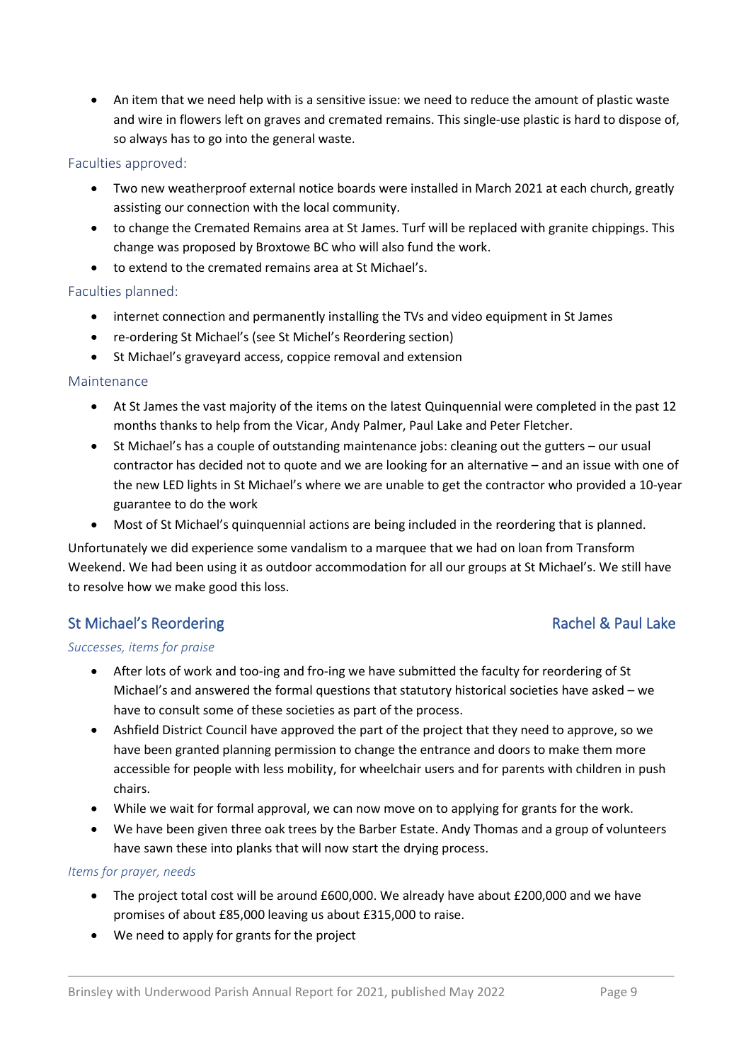- An item that we need help with is a sensitive issue: we need to reduce the amount of plastic waste and wire in flowers left on graves and cremated remains. This single-use plastic is hard to dispose of, so always has to go into the general waste.

### Faculties approved:

- Two new weatherproof external notice boards were installed in March 2021 at each church, greatly assisting our connection with the local community.
- to change the Cremated Remains area at St James. Turf will be replaced with granite chippings. This change was proposed by Broxtowe BC who will also fund the work.
- to extend to the cremated remains area at St Michael's.

### Faculties planned:

- internet connection and permanently installing the TVs and video equipment in St James
- re-ordering St Michael's (see St Michel's Reordering section)
- St Michael's graveyard access, coppice removal and extension

### Maintenance

- At St James the vast majority of the items on the latest Quinquennial were completed in the past 12 months thanks to help from the Vicar, Andy Palmer, Paul Lake and Peter Fletcher.
- St Michael's has a couple of outstanding maintenance jobs: cleaning out the gutters – our usual contractor has decided not to quote and we are looking for an alternative – and an issue with one of the new LED lights in St Michael's where we are unable to get the contractor who provided a 10-year guarantee to do the work
- Most of St Michael's quinquennial actions are being included in the reordering that is planned.

Unfortunately we did experience some vandalism to a marquee that we had on loan from Transform Weekend. We had been using it as outdoor accommodation for all our groups at St Michael's. We still have to resolve how we make good this loss.

## St Michael's Reordering — Rachel & Paul Lake

*Successes, items for praise*

- After lots of work and too-ing and fro-ing we have submitted the faculty for reordering of St Michael's and answered the formal questions that statutory historical societies have asked – we have to consult some of these societies as part of the process.
- Ashfield District Council have approved the part of the project that they need to approve, so we have been granted planning permission to change the entrance and doors to make them more accessible for people with less mobility, for wheelchair users and for parents with children in push chairs.
- While we wait for formal approval, we can now move on to applying for grants for the work.
- We have been given three oak trees by the Barber Estate. Andy Thomas and a group of volunteers have sawn these into planks that will now start the drying process.

*Items for prayer, needs*

- The project total cost will be around £600,000. We already have about £200,000 and we have promises of about £85,000 leaving us about £315,000 to raise.
- We need to apply for grants for the project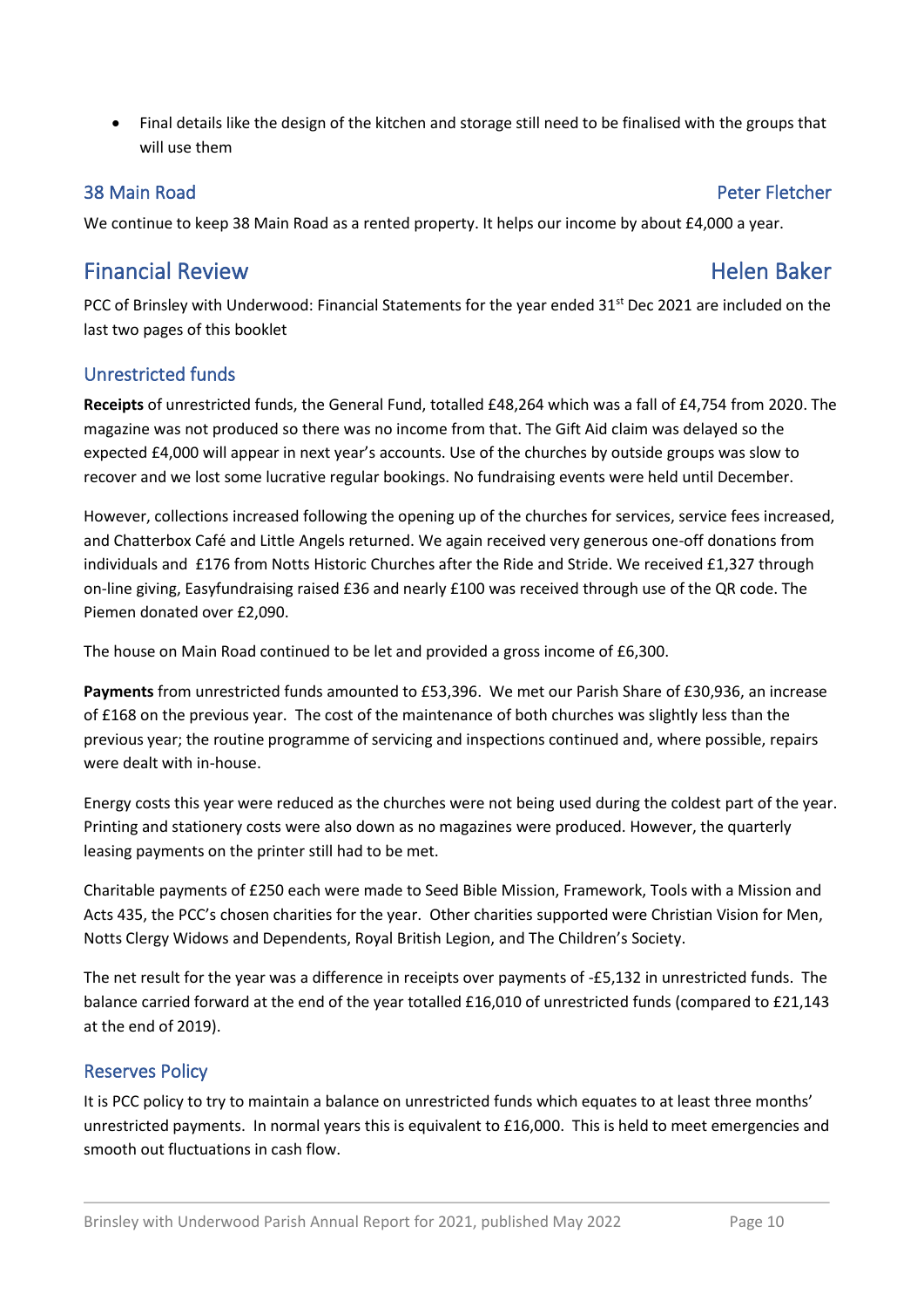- Final details like the design of the kitchen and storage still need to be finalised with the groups that will use them

### 38 Main Road — Peter Fletcher

We continue to keep 38 Main Road as a rented property. It helps our income by about £4,000 a year.

## Financial Review — Helen Baker

PCC of Brinsley with Underwood: Financial Statements for the year ended 31st Dec 2021 are included on the last two pages of this booklet

### Unrestricted funds

**Receipts** of unrestricted funds, the General Fund, totalled £48,264 which was a fall of £4,754 from 2020. The magazine was not produced so there was no income from that. The Gift Aid claim was delayed so the expected £4,000 will appear in next year's accounts. Use of the churches by outside groups was slow to recover and we lost some lucrative regular bookings. No fundraising events were held until December.

However, collections increased following the opening up of the churches for services, service fees increased, and Chatterbox Café and Little Angels returned. We again received very generous one-off donations from individuals and £176 from Notts Historic Churches after the Ride and Stride. We received £1,327 through on-line giving, Easyfundraising raised £36 and nearly £100 was received through use of the QR code. The Piemen donated over £2,090.

The house on Main Road continued to be let and provided a gross income of £6,300.

**Payments** from unrestricted funds amounted to £53,396. We met our Parish Share of £30,936, an increase of £168 on the previous year. The cost of the maintenance of both churches was slightly less than the previous year; the routine programme of servicing and inspections continued and, where possible, repairs were dealt with in-house.

Energy costs this year were reduced as the churches were not being used during the coldest part of the year. Printing and stationery costs were also down as no magazines were produced. However, the quarterly leasing payments on the printer still had to be met.

Charitable payments of £250 each were made to Seed Bible Mission, Framework, Tools with a Mission and Acts 435, the PCC's chosen charities for the year. Other charities supported were Christian Vision for Men, Notts Clergy Widows and Dependents, Royal British Legion, and The Children's Society.

The net result for the year was a difference in receipts over payments of -£5,132 in unrestricted funds. The balance carried forward at the end of the year totalled £16,010 of unrestricted funds (compared to £21,143 at the end of 2019).

### Reserves Policy

It is PCC policy to try to maintain a balance on unrestricted funds which equates to at least three months' unrestricted payments. In normal years this is equivalent to £16,000. This is held to meet emergencies and smooth out fluctuations in cash flow.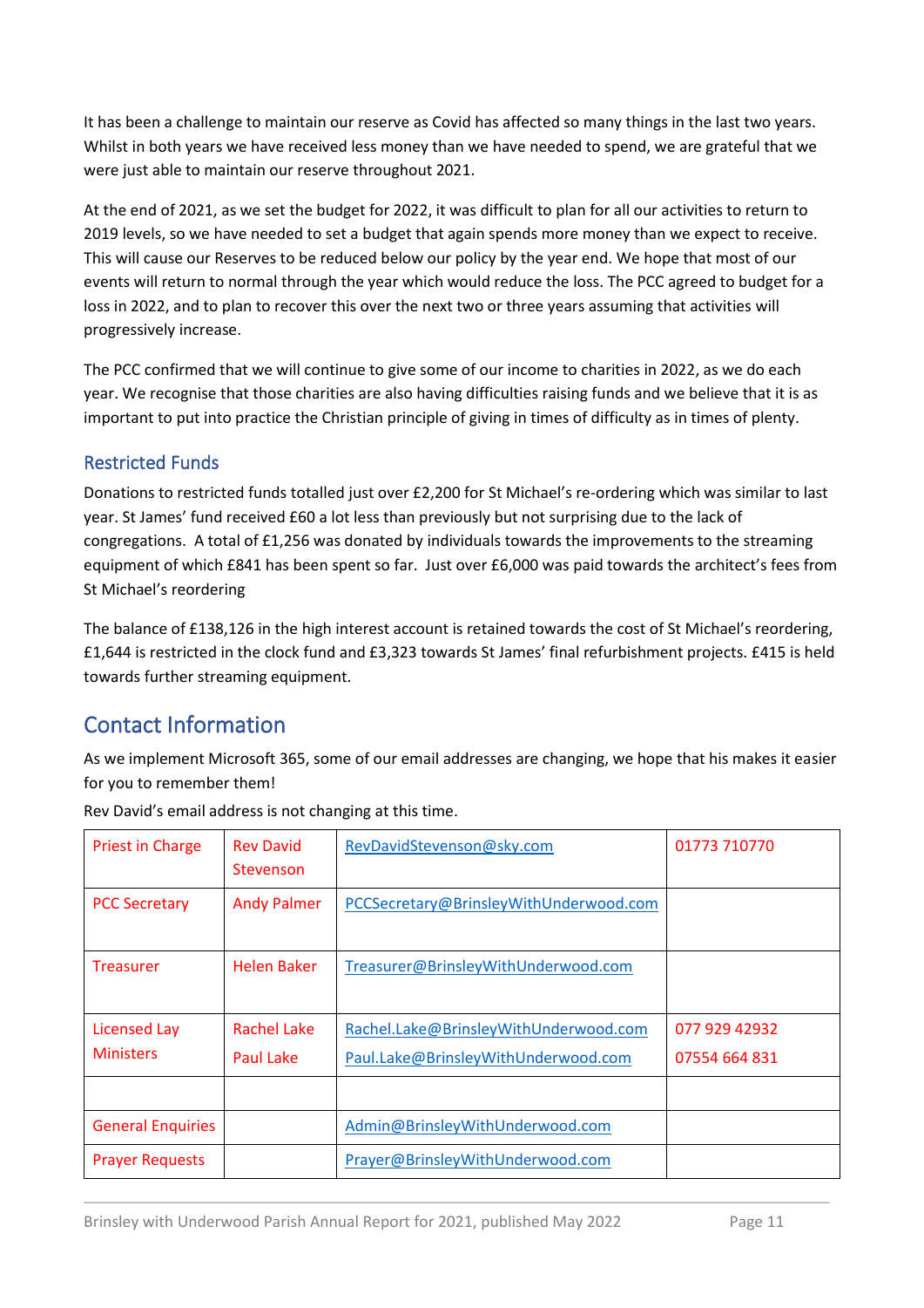It has been a challenge to maintain our reserve as Covid has affected so many things in the last two years. Whilst in both years we have received less money than we have needed to spend, we are grateful that we were just able to maintain our reserve throughout 2021.

At the end of 2021, as we set the budget for 2022, it was difficult to plan for all our activities to return to 2019 levels, so we have needed to set a budget that again spends more money than we expect to receive. This will cause our Reserves to be reduced below our policy by the year end. We hope that most of our events will return to normal through the year which would reduce the loss. The PCC agreed to budget for a loss in 2022, and to plan to recover this over the next two or three years assuming that activities will progressively increase.

The PCC confirmed that we will continue to give some of our income to charities in 2022, as we do each year. We recognise that those charities are also having difficulties raising funds and we believe that it is as important to put into practice the Christian principle of giving in times of difficulty as in times of plenty.

### Restricted Funds

Donations to restricted funds totalled just over £2,200 for St Michael's re-ordering which was similar to last year. St James' fund received £60 a lot less than previously but not surprising due to the lack of congregations. A total of £1,256 was donated by individuals towards the improvements to the streaming equipment of which £841 has been spent so far. Just over £6,000 was paid towards the architect's fees from St Michael's reordering

The balance of £138,126 in the high interest account is retained towards the cost of St Michael's reordering, £1,644 is restricted in the clock fund and £3,323 towards St James' final refurbishment projects. £415 is held towards further streaming equipment.

## Contact Information

As we implement Microsoft 365, some of our email addresses are changing, we hope that his makes it easier for you to remember them!

Rev David's email address is not changing at this time.

| Role | Name | Email | Phone |
|---|---|---|---|
| Priest in Charge | Rev David Stevenson | RevDavidStevenson@sky.com | 01773 710770 |
| PCC Secretary | Andy Palmer | PCCSecretary@BrinsleyWithUnderwood.com | |
| Treasurer | Helen Baker | Treasurer@BrinsleyWithUnderwood.com | |
| Licensed Lay Ministers | Rachel Lake<br>Paul Lake | Rachel.Lake@BrinsleyWithUnderwood.com<br>Paul.Lake@BrinsleyWithUnderwood.com | 077 929 42932<br>07554 664 831 |
| | | | |
| General Enquiries | | Admin@BrinsleyWithUnderwood.com | |
| Prayer Requests | | Prayer@BrinsleyWithUnderwood.com | |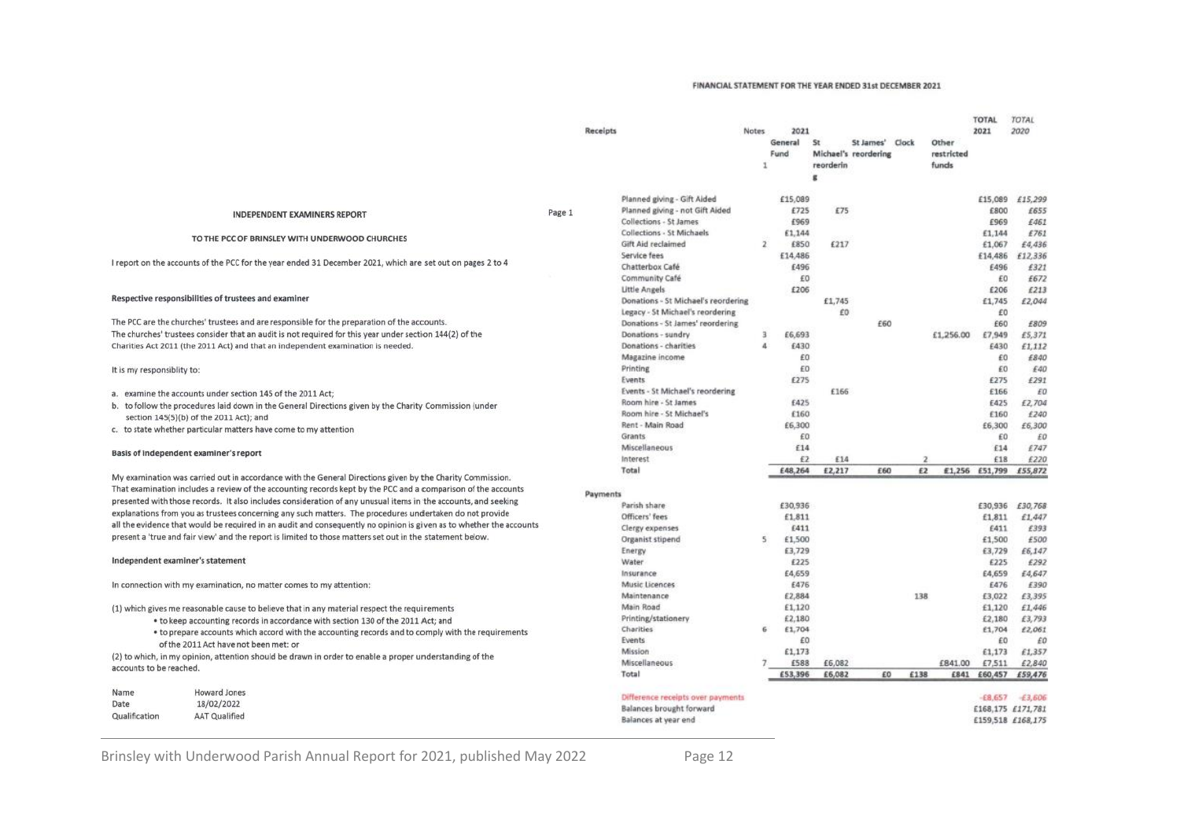## INDEPENDENT EXAMINERS REPORT

### TO THE PCC OF BRINSLEY WITH UNDERWOOD CHURCHES

I report on the accounts of the PCC for the year ended 31 December 2021, which are set out on pages 2 to 4

**Respective responsibilities of trustees and examiner**

The PCC are the churches' trustees and are responsible for the preparation of the accounts.
The churches' trustees consider that an audit is not required for this year under section 144(2) of the Charities Act 2011 (the 2011 Act) and that an independent examination is needed.

It is my responsiblity to:

a. examine the accounts under section 145 of the 2011 Act;
b. to follow the procedures laid down in the General Directions given by the Charity Commission (under section 145(5)(b) of the 2011 Act); and
c. to state whether particular matters have come to my attention

**Basis of independent examiner's report**

My examination was carried out in accordance with the General Directions given by the Charity Commission. That examination includes a review of the accounting records kept by the PCC and a comparison of the accounts presented with those records. It also includes consideration of any unusual items in the accounts, and seeking explanations from you as trustees concerning any such matters. The procedures undertaken do not provide all the evidence that would be required in an audit and consequently no opinion is given as to whether the accounts present a 'true and fair view' and the report is limited to those matters set out in the statement below.

**Independent examiner's statement**

In connection with my examination, no matter comes to my attention:

(1) which gives me reasonable cause to believe that in any material respect the requirements
- to keep accounting records in accordance with section 130 of the 2011 Act; and
- to prepare accounts which accord with the accounting records and to comply with the requirements of the 2011 Act have not been met: or

(2) to which, in my opinion, attention should be drawn in order to enable a proper understanding of the accounts to be reached.

| | |
|---|---|
| Name | Howard Jones |
| Date | 18/02/2022 |
| Qualification | AAT Qualified |

### FINANCIAL STATEMENT FOR THE YEAR ENDED 31st DECEMBER 2021

| Receipts | Notes | 2021 General Fund 1 | St Michael's reordering | St James' reordering | Clock | Other restricted funds | TOTAL 2021 | TOTAL 2020 |
|---|---|---|---|---|---|---|---|---|
| Planned giving - Gift Aided | | £15,089 | | | | | £15,089 | £15,299 |
| Planned giving - not Gift Aided | | £725 | £75 | | | | £800 | £655 |
| Collections - St James | | £969 | | | | | £969 | £461 |
| Collections - St Michaels | | £1,144 | | | | | £1,144 | £761 |
| Gift Aid reclaimed | 2 | £850 | £217 | | | | £1,067 | £4,436 |
| Service fees | | £14,486 | | | | | £14,486 | £12,336 |
| Chatterbox Café | | £496 | | | | | £496 | £321 |
| Community Café | | £0 | | | | | £0 | £672 |
| Little Angels | | £206 | | | | | £206 | £213 |
| Donations - St Michael's reordering | | | £1,745 | | | | £1,745 | £2,044 |
| Legacy - St Michael's reordering | | | £0 | | | | £0 | |
| Donations - St James' reordering | | | | £60 | | | £60 | £809 |
| Donations - sundry | 3 | £6,693 | | | | £1,256.00 | £7,949 | £5,371 |
| Donations - charities | 4 | £430 | | | | | £430 | £1,112 |
| Magazine income | | £0 | | | | | £0 | £840 |
| Printing | | £0 | | | | | £0 | £40 |
| Events | | £275 | | | | | £275 | £291 |
| Events - St Michael's reordering | | | £166 | | | | £166 | £0 |
| Room hire - St James | | £425 | | | | | £425 | £2,704 |
| Room hire - St Michael's | | £160 | | | | | £160 | £240 |
| Rent - Main Road | | £6,300 | | | | | £6,300 | £6,300 |
| Grants | | £0 | | | | | £0 | £0 |
| Miscellaneous | | £14 | | | | | £14 | £747 |
| Interest | | £2 | £14 | | 2 | | £18 | £220 |
| Total | | £48,264 | £2,217 | £60 | £2 | £1,256 | £51,799 | £55,872 |
| **Payments** | | | | | | | | |
| Parish share | | £30,936 | | | | | £30,936 | £30,768 |
| Officers' fees | | £1,811 | | | | | £1,811 | £1,447 |
| Clergy expenses | | £411 | | | | | £411 | £393 |
| Organist stipend | 5 | £1,500 | | | | | £1,500 | £500 |
| Energy | | £3,729 | | | | | £3,729 | £6,147 |
| Water | | £225 | | | | | £225 | £292 |
| Insurance | | £4,659 | | | | | £4,659 | £4,647 |
| Music Licences | | £476 | | | | | £476 | £390 |
| Maintenance | | £2,884 | | | 138 | | £3,022 | £3,395 |
| Main Road | | £1,120 | | | | | £1,120 | £1,446 |
| Printing/stationery | | £2,180 | | | | | £2,180 | £3,793 |
| Charities | 6 | £1,704 | | | | | £1,704 | £2,061 |
| Events | | £0 | | | | | £0 | £0 |
| Mission | | £1,173 | | | | | £1,173 | £1,357 |
| Miscellaneous | 7 | £588 | £6,082 | | | £841.00 | £7,511 | £2,840 |
| Total | | £53,396 | £6,082 | £0 | £138 | £841 | £60,457 | £59,476 |
| Difference receipts over payments | | | | | | | -£8,657 | -£3,606 |
| Balances brought forward | | | | | | | £168,175 | £171,781 |
| Balances at year end | | | | | | | £159,518 | £168,175 |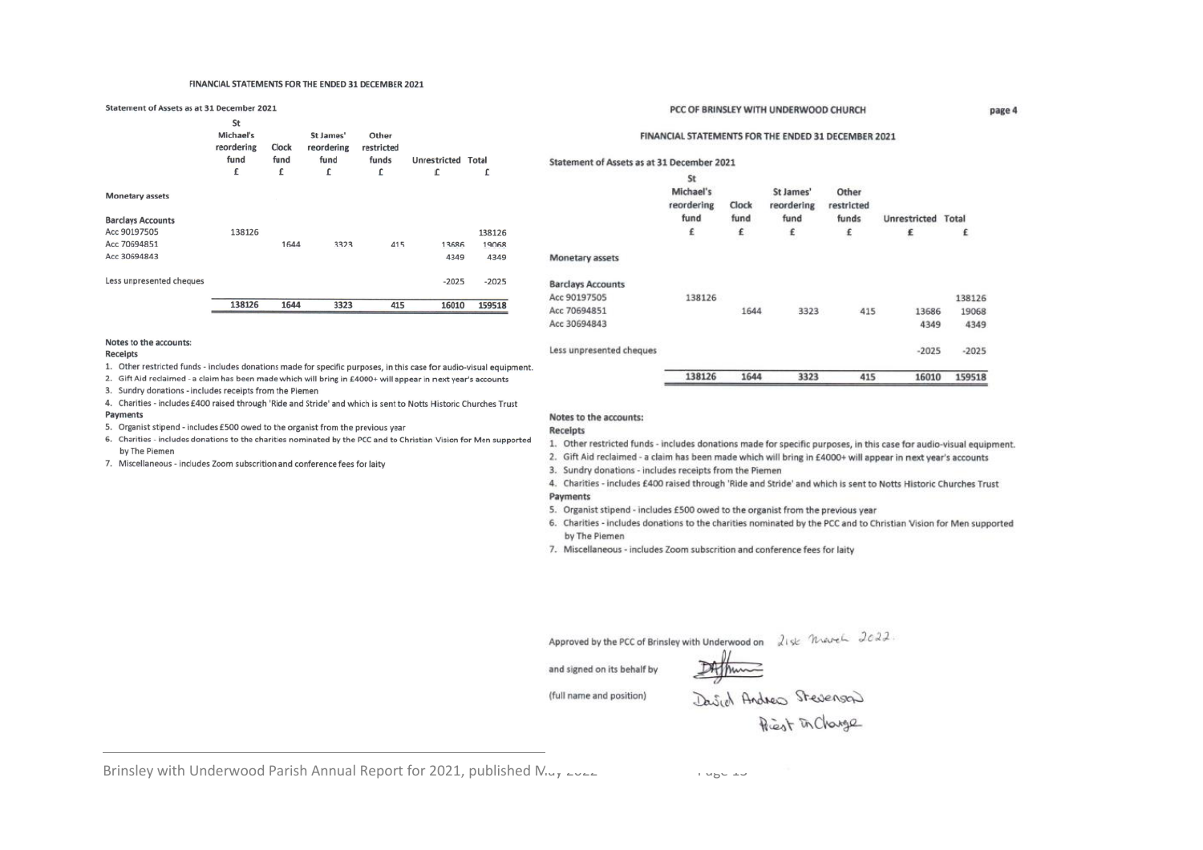FINANCIAL STATEMENTS FOR THE ENDED 31 DECEMBER 2021

**Statement of Assets as at 31 December 2021**

| | St Michael's reordering fund £ | Clock fund £ | St James' reordering fund £ | Other restricted funds £ | Unrestricted £ | Total £ |
|---|---|---|---|---|---|---|
| **Monetary assets** | | | | | | |
| **Barclays Accounts** | | | | | | |
| Acc 90197505 | 138126 | | | | | 138126 |
| Acc 70694851 | | 1644 | 3323 | 415 | 13686 | 19068 |
| Acc 30694843 | | | | | 4349 | 4349 |
| Less unpresented cheques | | | | | -2025 | -2025 |
| | 138126 | 1644 | 3323 | 415 | 16010 | 159518 |

**Notes to the accounts:**

**Receipts**

1. Other restricted funds - includes donations made for specific purposes, in this case for audio-visual equipment.
2. Gift Aid reclaimed - a claim has been made which will bring in £4000+ will appear in next year's accounts
3. Sundry donations - includes receipts from the Piemen
4. Charities - includes £400 raised through 'Ride and Stride' and which is sent to Notts Historic Churches Trust

**Payments**

5. Organist stipend - includes £500 owed to the organist from the previous year
6. Charities - includes donations to the charities nominated by the PCC and to Christian Vision for Men supported by The Piemen
7. Miscellaneous - includes Zoom subscrition and conference fees for laity

PCC OF BRINSLEY WITH UNDERWOOD CHURCH

FINANCIAL STATEMENTS FOR THE ENDED 31 DECEMBER 2021

**Statement of Assets as at 31 December 2021**

| | St Michael's reordering fund £ | Clock fund £ | St James' reordering fund £ | Other restricted funds £ | Unrestricted £ | Total £ |
|---|---|---|---|---|---|---|
| **Monetary assets** | | | | | | |
| **Barclays Accounts** | | | | | | |
| Acc 90197505 | 138126 | | | | | 138126 |
| Acc 70694851 | | 1644 | 3323 | 415 | 13686 | 19068 |
| Acc 30694843 | | | | | 4349 | 4349 |
| Less unpresented cheques | | | | | -2025 | -2025 |
| | 138126 | 1644 | 3323 | 415 | 16010 | 159518 |

**Notes to the accounts:**

**Receipts**

1. Other restricted funds - includes donations made for specific purposes, in this case for audio-visual equipment.
2. Gift Aid reclaimed - a claim has been made which will bring in £4000+ will appear in next year's accounts
3. Sundry donations - includes receipts from the Piemen
4. Charities - includes £400 raised through 'Ride and Stride' and which is sent to Notts Historic Churches Trust

**Payments**

5. Organist stipend - includes £500 owed to the organist from the previous year
6. Charities - includes donations to the charities nominated by the PCC and to Christian Vision for Men supported by The Piemen
7. Miscellaneous - includes Zoom subscrition and conference fees for laity

Approved by the PCC of Brinsley with Underwood on 21st March 2022.

and signed on its behalf by [signature]

(full name and position) David Andrew Stevenson
Priest in Charge